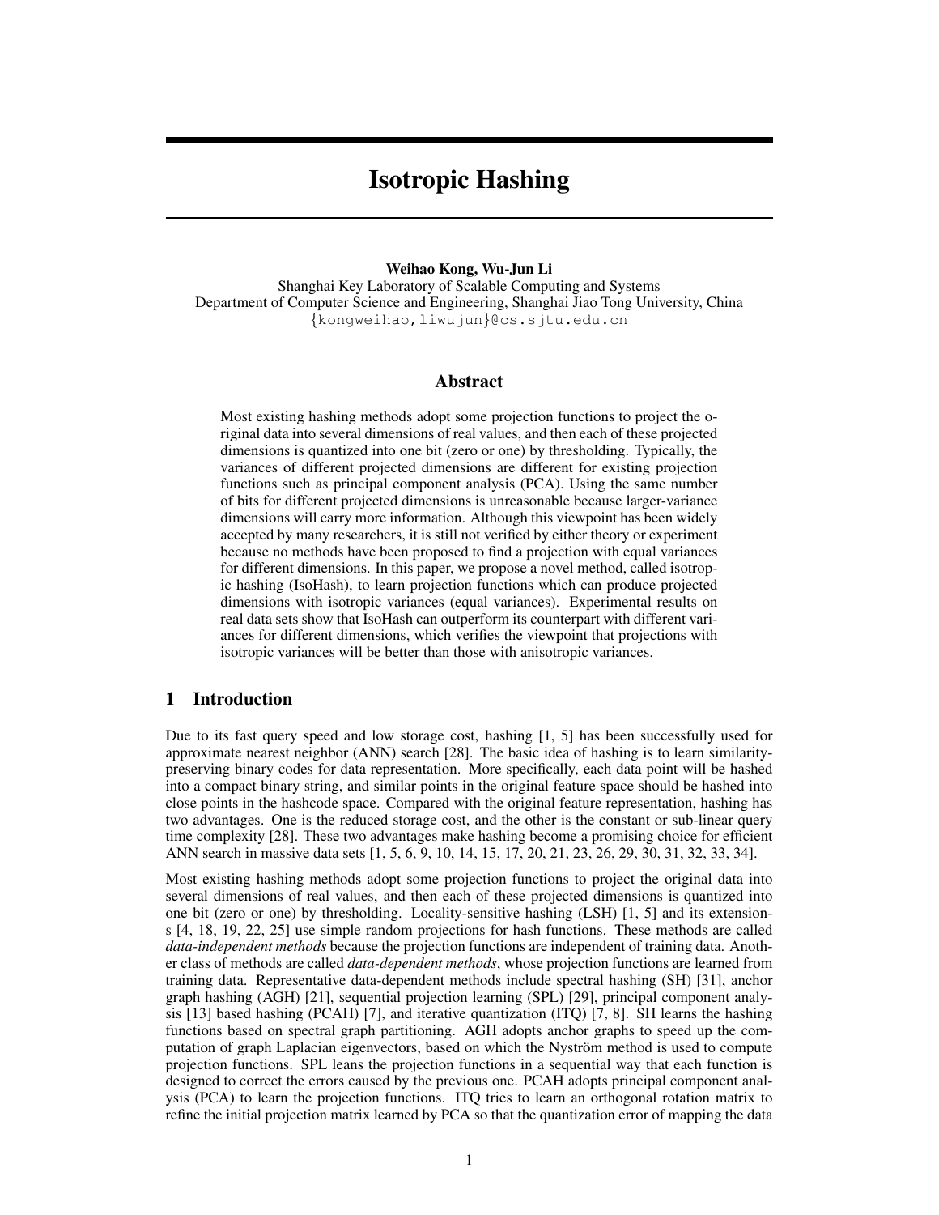# Isotropic Hashing

**Weihao Kong, Wu-Jun Li**
Shanghai Key Laboratory of Scalable Computing and Systems
Department of Computer Science and Engineering, Shanghai Jiao Tong University, China
{kongweihao,liwujun}@cs.sjtu.edu.cn

## Abstract

Most existing hashing methods adopt some projection functions to project the original data into several dimensions of real values, and then each of these projected dimensions is quantized into one bit (zero or one) by thresholding. Typically, the variances of different projected dimensions are different for existing projection functions such as principal component analysis (PCA). Using the same number of bits for different projected dimensions is unreasonable because larger-variance dimensions will carry more information. Although this viewpoint has been widely accepted by many researchers, it is still not verified by either theory or experiment because no methods have been proposed to find a projection with equal variances for different dimensions. In this paper, we propose a novel method, called isotropic hashing (IsoHash), to learn projection functions which can produce projected dimensions with isotropic variances (equal variances). Experimental results on real data sets show that IsoHash can outperform its counterpart with different variances for different dimensions, which verifies the viewpoint that projections with isotropic variances will be better than those with anisotropic variances.

## 1 Introduction

Due to its fast query speed and low storage cost, hashing [1, 5] has been successfully used for approximate nearest neighbor (ANN) search [28]. The basic idea of hashing is to learn similarity-preserving binary codes for data representation. More specifically, each data point will be hashed into a compact binary string, and similar points in the original feature space should be hashed into close points in the hashcode space. Compared with the original feature representation, hashing has two advantages. One is the reduced storage cost, and the other is the constant or sub-linear query time complexity [28]. These two advantages make hashing become a promising choice for efficient ANN search in massive data sets [1, 5, 6, 9, 10, 14, 15, 17, 20, 21, 23, 26, 29, 30, 31, 32, 33, 34].

Most existing hashing methods adopt some projection functions to project the original data into several dimensions of real values, and then each of these projected dimensions is quantized into one bit (zero or one) by thresholding. Locality-sensitive hashing (LSH) [1, 5] and its extensions [4, 18, 19, 22, 25] use simple random projections for hash functions. These methods are called *data-independent methods* because the projection functions are independent of training data. Another class of methods are called *data-dependent methods*, whose projection functions are learned from training data. Representative data-dependent methods include spectral hashing (SH) [31], anchor graph hashing (AGH) [21], sequential projection learning (SPL) [29], principal component analysis [13] based hashing (PCAH) [7], and iterative quantization (ITQ) [7, 8]. SH learns the hashing functions based on spectral graph partitioning. AGH adopts anchor graphs to speed up the computation of graph Laplacian eigenvectors, based on which the Nyström method is used to compute projection functions. SPL leans the projection functions in a sequential way that each function is designed to correct the errors caused by the previous one. PCAH adopts principal component analysis (PCA) to learn the projection functions. ITQ tries to learn an orthogonal rotation matrix to refine the initial projection matrix learned by PCA so that the quantization error of mapping the data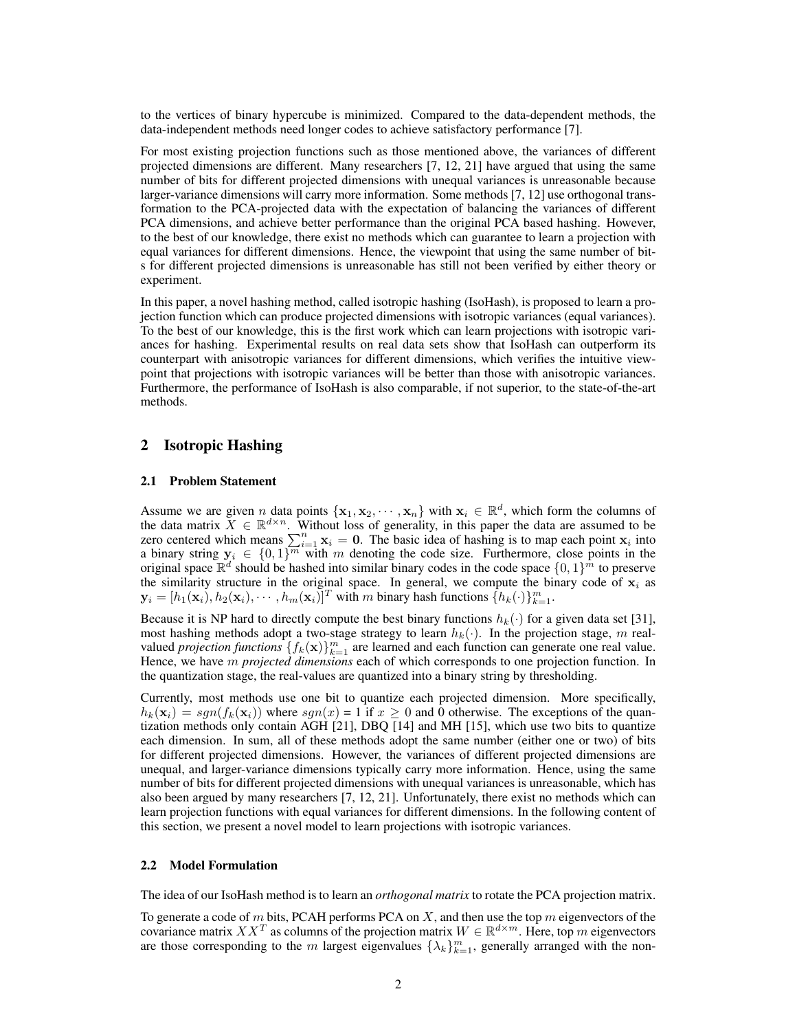to the vertices of binary hypercube is minimized. Compared to the data-dependent methods, the data-independent methods need longer codes to achieve satisfactory performance [7].

For most existing projection functions such as those mentioned above, the variances of different projected dimensions are different. Many researchers [7, 12, 21] have argued that using the same number of bits for different projected dimensions with unequal variances is unreasonable because larger-variance dimensions will carry more information. Some methods [7, 12] use orthogonal transformation to the PCA-projected data with the expectation of balancing the variances of different PCA dimensions, and achieve better performance than the original PCA based hashing. However, to the best of our knowledge, there exist no methods which can guarantee to learn a projection with equal variances for different dimensions. Hence, the viewpoint that using the same number of bits for different projected dimensions is unreasonable has still not been verified by either theory or experiment.

In this paper, a novel hashing method, called isotropic hashing (IsoHash), is proposed to learn a projection function which can produce projected dimensions with isotropic variances (equal variances). To the best of our knowledge, this is the first work which can learn projections with isotropic variances for hashing. Experimental results on real data sets show that IsoHash can outperform its counterpart with anisotropic variances for different dimensions, which verifies the intuitive viewpoint that projections with isotropic variances will be better than those with anisotropic variances. Furthermore, the performance of IsoHash is also comparable, if not superior, to the state-of-the-art methods.

## 2 Isotropic Hashing

### 2.1 Problem Statement

Assume we are given $n$ data points $\{\mathbf{x}_1, \mathbf{x}_2, \cdots, \mathbf{x}_n\}$ with $\mathbf{x}_i \in \mathbb{R}^d$, which form the columns of the data matrix $X \in \mathbb{R}^{d \times n}$. Without loss of generality, in this paper the data are assumed to be zero centered which means $\sum_{i=1}^n \mathbf{x}_i = \mathbf{0}$. The basic idea of hashing is to map each point $\mathbf{x}_i$ into a binary string $\mathbf{y}_i \in \{0, 1\}^m$ with $m$ denoting the code size. Furthermore, close points in the original space $\mathbb{R}^d$ should be hashed into similar binary codes in the code space $\{0, 1\}^m$ to preserve the similarity structure in the original space. In general, we compute the binary code of $\mathbf{x}_i$ as $\mathbf{y}_i = [h_1(\mathbf{x}_i), h_2(\mathbf{x}_i), \cdots, h_m(\mathbf{x}_i)]^T$ with $m$ binary hash functions $\{h_k(\cdot)\}_{k=1}^m$.

Because it is NP hard to directly compute the best binary functions $h_k(\cdot)$ for a given data set [31], most hashing methods adopt a two-stage strategy to learn $h_k(\cdot)$. In the projection stage, $m$ real-valued *projection functions* $\{f_k(\mathbf{x})\}_{k=1}^m$ are learned and each function can generate one real value. Hence, we have $m$ *projected dimensions* each of which corresponds to one projection function. In the quantization stage, the real-values are quantized into a binary string by thresholding.

Currently, most methods use one bit to quantize each projected dimension. More specifically, $h_k(\mathbf{x}_i) = sgn(f_k(\mathbf{x}_i))$ where $sgn(x) = 1$ if $x \geq 0$ and 0 otherwise. The exceptions of the quantization methods only contain AGH [21], DBQ [14] and MH [15], which use two bits to quantize each dimension. In sum, all of these methods adopt the same number (either one or two) of bits for different projected dimensions. However, the variances of different projected dimensions are unequal, and larger-variance dimensions typically carry more information. Hence, using the same number of bits for different projected dimensions with unequal variances is unreasonable, which has also been argued by many researchers [7, 12, 21]. Unfortunately, there exist no methods which can learn projection functions with equal variances for different dimensions. In the following content of this section, we present a novel model to learn projections with isotropic variances.

### 2.2 Model Formulation

The idea of our IsoHash method is to learn an *orthogonal matrix* to rotate the PCA projection matrix.

To generate a code of $m$ bits, PCAH performs PCA on $X$, and then use the top $m$ eigenvectors of the covariance matrix $XX^T$ as columns of the projection matrix $W \in \mathbb{R}^{d \times m}$. Here, top $m$ eigenvectors are those corresponding to the $m$ largest eigenvalues $\{\lambda_k\}_{k=1}^m$, generally arranged with the non-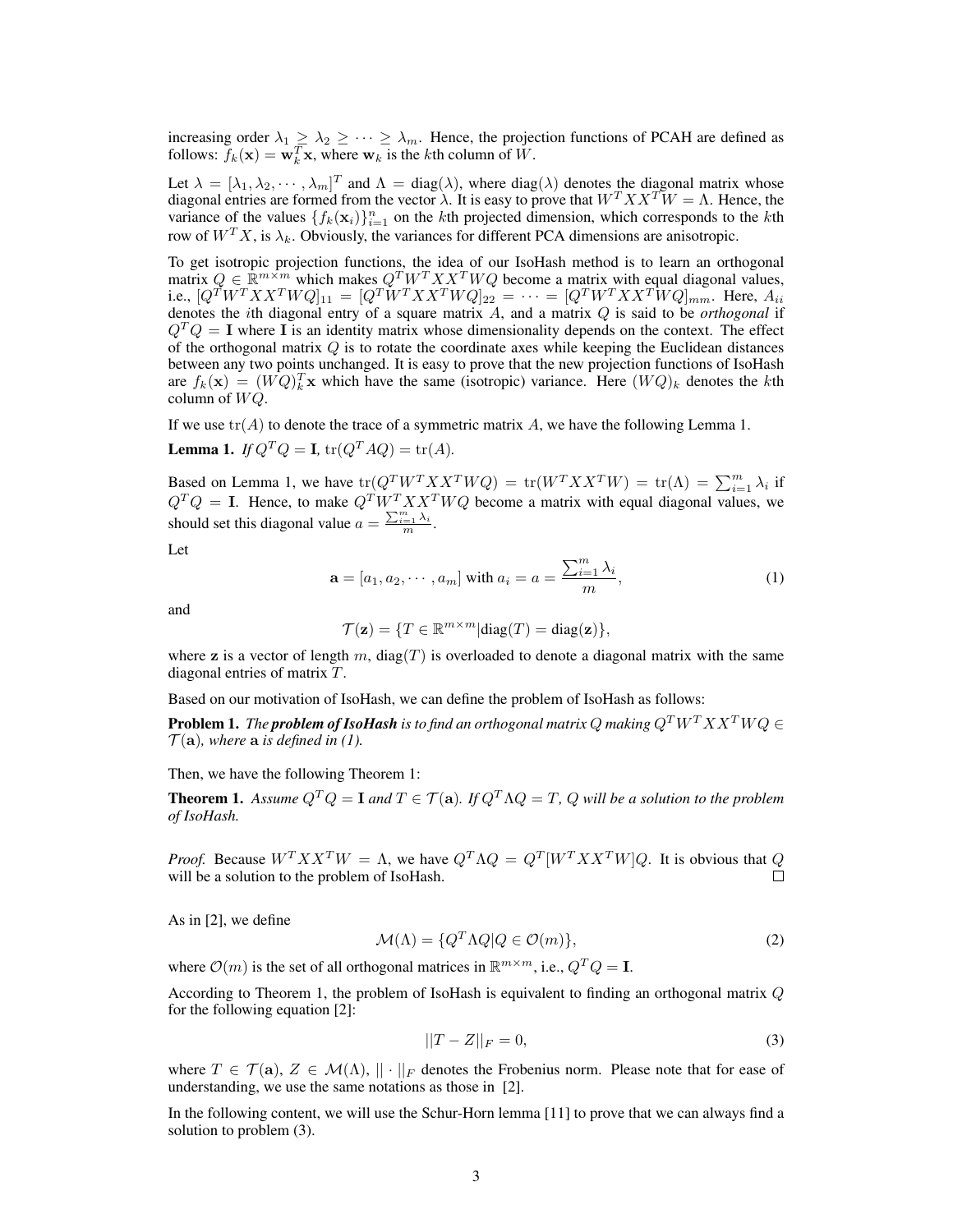increasing order $\lambda_1 \geq \lambda_2 \geq \cdots \geq \lambda_m$. Hence, the projection functions of PCAH are defined as follows: $f_k(\mathbf{x}) = \mathbf{w}_k^T \mathbf{x}$, where $\mathbf{w}_k$ is the $k$th column of $W$.

Let $\lambda = [\lambda_1, \lambda_2, \cdots, \lambda_m]^T$ and $\Lambda = \text{diag}(\lambda)$, where $\text{diag}(\lambda)$ denotes the diagonal matrix whose diagonal entries are formed from the vector $\lambda$. It is easy to prove that $W^T X X^T W = \Lambda$. Hence, the variance of the values $\{f_k(\mathbf{x}_i)\}_{i=1}^n$ on the $k$th projected dimension, which corresponds to the $k$th row of $W^T X$, is $\lambda_k$. Obviously, the variances for different PCA dimensions are anisotropic.

To get isotropic projection functions, the idea of our IsoHash method is to learn an orthogonal matrix $Q \in \mathbb{R}^{m \times m}$ which makes $Q^T W^T X X^T W Q$ become a matrix with equal diagonal values, i.e., $[Q^T W^T X X^T W Q]_{11} = [Q^T W^T X X^T W Q]_{22} = \cdots = [Q^T W^T X X^T W Q]_{mm}$. Here, $A_{ii}$ denotes the $i$th diagonal entry of a square matrix $A$, and a matrix $Q$ is said to be *orthogonal* if $Q^T Q = \mathbf{I}$ where $\mathbf{I}$ is an identity matrix whose dimensionality depends on the context. The effect of the orthogonal matrix $Q$ is to rotate the coordinate axes while keeping the Euclidean distances between any two points unchanged. It is easy to prove that the new projection functions of IsoHash are $f_k(\mathbf{x}) = (WQ)_k^T \mathbf{x}$ which have the same (isotropic) variance. Here $(WQ)_k$ denotes the $k$th column of $WQ$.

If we use $\text{tr}(A)$ to denote the trace of a symmetric matrix $A$, we have the following Lemma 1.

**Lemma 1.** *If $Q^T Q = \mathbf{I}$, $\text{tr}(Q^T A Q) = \text{tr}(A)$.*

Based on Lemma 1, we have $\text{tr}(Q^T W^T X X^T W Q) = \text{tr}(W^T X X^T W) = \text{tr}(\Lambda) = \sum_{i=1}^m \lambda_i$ if $Q^T Q = \mathbf{I}$. Hence, to make $Q^T W^T X X^T W Q$ become a matrix with equal diagonal values, we should set this diagonal value $a = \frac{\sum_{i=1}^m \lambda_i}{m}$.

Let

$$\mathbf{a} = [a_1, a_2, \cdots, a_m] \text{ with } a_i = a = \frac{\sum_{i=1}^m \lambda_i}{m}, \tag{1}$$

and

$$\mathcal{T}(\mathbf{z}) = \{T \in \mathbb{R}^{m \times m} | \text{diag}(T) = \text{diag}(\mathbf{z})\},$$

where $\mathbf{z}$ is a vector of length $m$, $\text{diag}(T)$ is overloaded to denote a diagonal matrix with the same diagonal entries of matrix $T$.

Based on our motivation of IsoHash, we can define the problem of IsoHash as follows:

**Problem 1.** *The **problem of IsoHash** is to find an orthogonal matrix $Q$ making $Q^T W^T X X^T W Q \in \mathcal{T}(\mathbf{a})$, where $\mathbf{a}$ is defined in (1).*

Then, we have the following Theorem 1:

**Theorem 1.** *Assume $Q^T Q = \mathbf{I}$ and $T \in \mathcal{T}(\mathbf{a})$. If $Q^T \Lambda Q = T$, $Q$ will be a solution to the problem of IsoHash.*

*Proof.* Because $W^T X X^T W = \Lambda$, we have $Q^T \Lambda Q = Q^T [W^T X X^T W] Q$. It is obvious that $Q$ will be a solution to the problem of IsoHash. □

As in [2], we define

$$\mathcal{M}(\Lambda) = \{Q^T \Lambda Q | Q \in \mathcal{O}(m)\}, \tag{2}$$

where $\mathcal{O}(m)$ is the set of all orthogonal matrices in $\mathbb{R}^{m \times m}$, i.e., $Q^T Q = \mathbf{I}$.

According to Theorem 1, the problem of IsoHash is equivalent to finding an orthogonal matrix $Q$ for the following equation [2]:

$$||T - Z||_F = 0, \tag{3}$$

where $T \in \mathcal{T}(\mathbf{a})$, $Z \in \mathcal{M}(\Lambda)$, $|| \cdot ||_F$ denotes the Frobenius norm. Please note that for ease of understanding, we use the same notations as those in [2].

In the following content, we will use the Schur-Horn lemma [11] to prove that we can always find a solution to problem (3).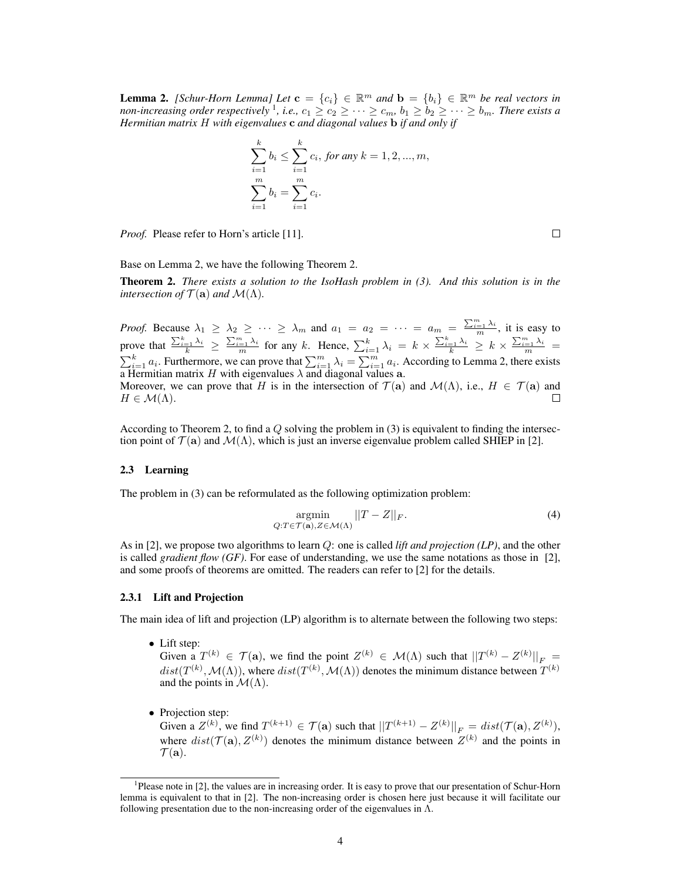**Lemma 2.** *[Schur-Horn Lemma] Let $\mathbf{c} = \{c_i\} \in \mathbb{R}^m$ and $\mathbf{b} = \{b_i\} \in \mathbb{R}^m$ be real vectors in non-increasing order respectively* [1]*, i.e., $c_1 \geq c_2 \geq \cdots \geq c_m$, $b_1 \geq b_2 \geq \cdots \geq b_m$. There exists a Hermitian matrix $H$ with eigenvalues $\mathbf{c}$ and diagonal values $\mathbf{b}$ if and only if*

$$\sum_{i=1}^{k} b_i \leq \sum_{i=1}^{k} c_i, \text{ for any } k = 1, 2, ..., m,$$
$$\sum_{i=1}^{m} b_i = \sum_{i=1}^{m} c_i.$$

*Proof.* Please refer to Horn's article [11]. □

Base on Lemma 2, we have the following Theorem 2.

**Theorem 2.** *There exists a solution to the IsoHash problem in (3). And this solution is in the intersection of $\mathcal{T}(\mathbf{a})$ and $\mathcal{M}(\Lambda)$.*

*Proof.* Because $\lambda_1 \geq \lambda_2 \geq \cdots \geq \lambda_m$ and $a_1 = a_2 = \cdots = a_m = \frac{\sum_{i=1}^{m} \lambda_i}{m}$, it is easy to prove that $\frac{\sum_{i=1}^{k} \lambda_i}{k} \geq \frac{\sum_{i=1}^{m} \lambda_i}{m}$ for any $k$. Hence, $\sum_{i=1}^{k} \lambda_i = k \times \frac{\sum_{i=1}^{k} \lambda_i}{k} \geq k \times \frac{\sum_{i=1}^{m} \lambda_i}{m} = \sum_{i=1}^{k} a_i$. Furthermore, we can prove that $\sum_{i=1}^{m} \lambda_i = \sum_{i=1}^{m} a_i$. According to Lemma 2, there exists a Hermitian matrix $H$ with eigenvalues $\lambda$ and diagonal values $\mathbf{a}$.
Moreover, we can prove that $H$ is in the intersection of $\mathcal{T}(\mathbf{a})$ and $\mathcal{M}(\Lambda)$, i.e., $H \in \mathcal{T}(\mathbf{a})$ and $H \in \mathcal{M}(\Lambda)$. □

According to Theorem 2, to find a $Q$ solving the problem in (3) is equivalent to finding the intersection point of $\mathcal{T}(\mathbf{a})$ and $\mathcal{M}(\Lambda)$, which is just an inverse eigenvalue problem called SHIEP in [2].

### 2.3 Learning

The problem in (3) can be reformulated as the following optimization problem:

$$\underset{Q: T \in \mathcal{T}(\mathbf{a}), Z \in \mathcal{M}(\Lambda)}{\operatorname{argmin}} ||T - Z||_F. \tag{4}$$

As in [2], we propose two algorithms to learn $Q$: one is called *lift and projection (LP)*, and the other is called *gradient flow (GF)*. For ease of understanding, we use the same notations as those in [2], and some proofs of theorems are omitted. The readers can refer to [2] for the details.

#### 2.3.1 Lift and Projection

The main idea of lift and projection (LP) algorithm is to alternate between the following two steps:

- Lift step:
  Given a $T^{(k)} \in \mathcal{T}(\mathbf{a})$, we find the point $Z^{(k)} \in \mathcal{M}(\Lambda)$ such that $||T^{(k)} - Z^{(k)}||_F = dist(T^{(k)}, \mathcal{M}(\Lambda))$, where $dist(T^{(k)}, \mathcal{M}(\Lambda))$ denotes the minimum distance between $T^{(k)}$ and the points in $\mathcal{M}(\Lambda)$.

- Projection step:
  Given a $Z^{(k)}$, we find $T^{(k+1)} \in \mathcal{T}(\mathbf{a})$ such that $||T^{(k+1)} - Z^{(k)}||_F = dist(\mathcal{T}(\mathbf{a}), Z^{(k)})$, where $dist(\mathcal{T}(\mathbf{a}), Z^{(k)})$ denotes the minimum distance between $Z^{(k)}$ and the points in $\mathcal{T}(\mathbf{a})$.

[1] Please note in [2], the values are in increasing order. It is easy to prove that our presentation of Schur-Horn lemma is equivalent to that in [2]. The non-increasing order is chosen here just because it will facilitate our following presentation due to the non-increasing order of the eigenvalues in $\Lambda$.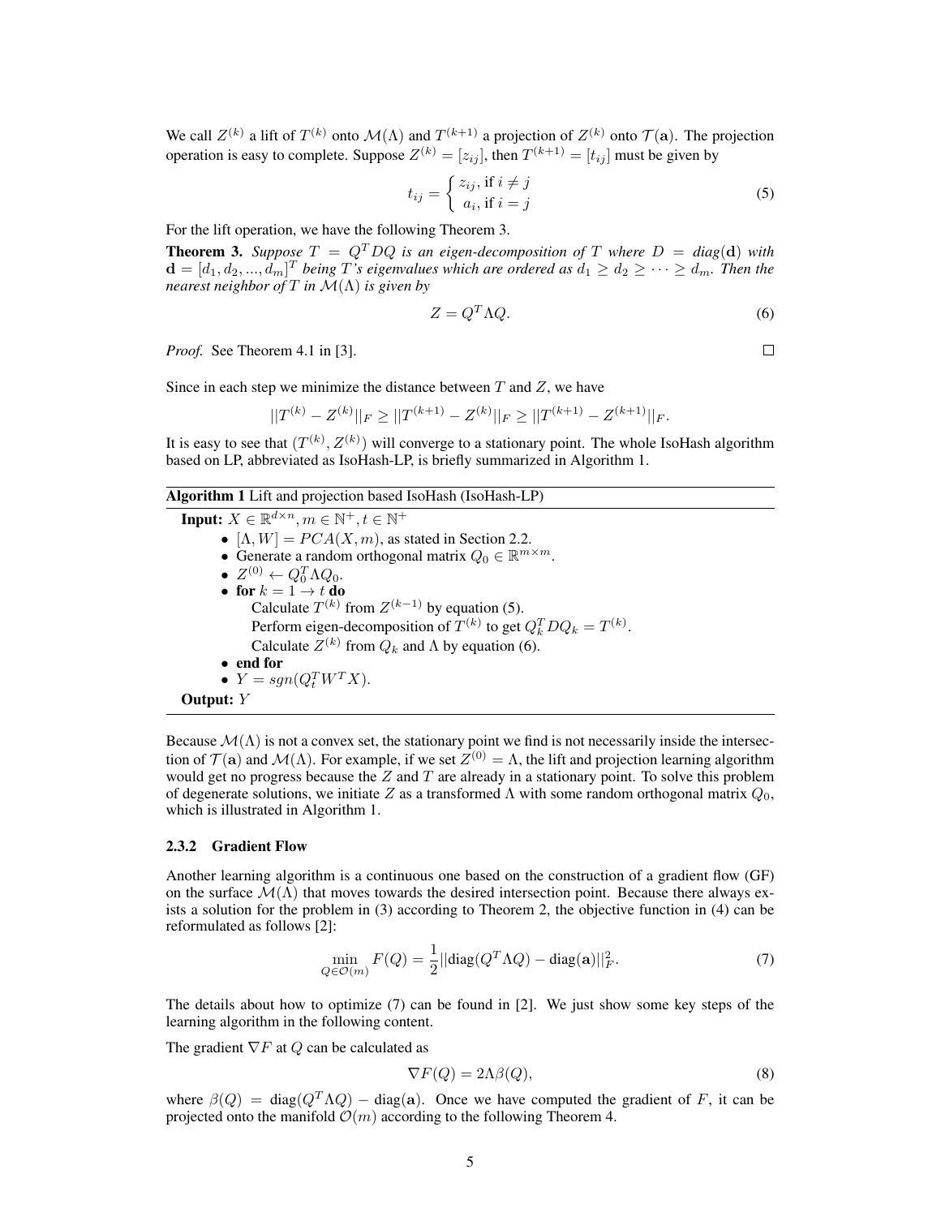We call $Z^{(k)}$ a lift of $T^{(k)}$ onto $\mathcal{M}(\Lambda)$ and $T^{(k+1)}$ a projection of $Z^{(k)}$ onto $\mathcal{T}(\mathbf{a})$. The projection operation is easy to complete. Suppose $Z^{(k)} = [z_{ij}]$, then $T^{(k+1)} = [t_{ij}]$ must be given by

$$t_{ij} = \begin{cases} z_{ij}, \text{ if } i \neq j \\ a_i, \text{ if } i = j \end{cases} \tag{5}$$

For the lift operation, we have the following Theorem 3.

**Theorem 3.** *Suppose $T = Q^T D Q$ is an eigen-decomposition of $T$ where $D = diag(\mathbf{d})$ with $\mathbf{d} = [d_1, d_2, ..., d_m]^T$ being $T$'s eigenvalues which are ordered as $d_1 \geq d_2 \geq \cdots \geq d_m$. Then the nearest neighbor of $T$ in $\mathcal{M}(\Lambda)$ is given by*

$$Z = Q^T \Lambda Q. \tag{6}$$

*Proof.* See Theorem 4.1 in [3]. □

Since in each step we minimize the distance between $T$ and $Z$, we have

$$||T^{(k)} - Z^{(k)}||_F \geq ||T^{(k+1)} - Z^{(k)}||_F \geq ||T^{(k+1)} - Z^{(k+1)}||_F.$$

It is easy to see that $(T^{(k)}, Z^{(k)})$ will converge to a stationary point. The whole IsoHash algorithm based on LP, abbreviated as IsoHash-LP, is briefly summarized in Algorithm 1.

**Algorithm 1** Lift and projection based IsoHash (IsoHash-LP)

**Input:** $X \in \mathbb{R}^{d \times n}, m \in \mathbb{N}^+, t \in \mathbb{N}^+$
- $[\Lambda, W] = PCA(X, m)$, as stated in Section 2.2.
- Generate a random orthogonal matrix $Q_0 \in \mathbb{R}^{m \times m}$.
- $Z^{(0)} \leftarrow Q_0^T \Lambda Q_0$.
- **for** $k = 1 \rightarrow t$ **do**
  - Calculate $T^{(k)}$ from $Z^{(k-1)}$ by equation (5).
  - Perform eigen-decomposition of $T^{(k)}$ to get $Q_k^T D Q_k = T^{(k)}$.
  - Calculate $Z^{(k)}$ from $Q_k$ and $\Lambda$ by equation (6).
- **end for**
- $Y = sgn(Q_t^T W^T X)$.

**Output:** $Y$

Because $\mathcal{M}(\Lambda)$ is not a convex set, the stationary point we find is not necessarily inside the intersection of $\mathcal{T}(\mathbf{a})$ and $\mathcal{M}(\Lambda)$. For example, if we set $Z^{(0)} = \Lambda$, the lift and projection learning algorithm would get no progress because the $Z$ and $T$ are already in a stationary point. To solve this problem of degenerate solutions, we initiate $Z$ as a transformed $\Lambda$ with some random orthogonal matrix $Q_0$, which is illustrated in Algorithm 1.

#### 2.3.2 Gradient Flow

Another learning algorithm is a continuous one based on the construction of a gradient flow (GF) on the surface $\mathcal{M}(\Lambda)$ that moves towards the desired intersection point. Because there always exists a solution for the problem in (3) according to Theorem 2, the objective function in (4) can be reformulated as follows [2]:

$$\min_{Q \in \mathcal{O}(m)} F(Q) = \frac{1}{2}||\text{diag}(Q^T \Lambda Q) - \text{diag}(\mathbf{a})||_F^2. \tag{7}$$

The details about how to optimize (7) can be found in [2]. We just show some key steps of the learning algorithm in the following content.

The gradient $\nabla F$ at $Q$ can be calculated as

$$\nabla F(Q) = 2\Lambda\beta(Q), \tag{8}$$

where $\beta(Q) = \text{diag}(Q^T \Lambda Q) - \text{diag}(\mathbf{a})$. Once we have computed the gradient of $F$, it can be projected onto the manifold $\mathcal{O}(m)$ according to the following Theorem 4.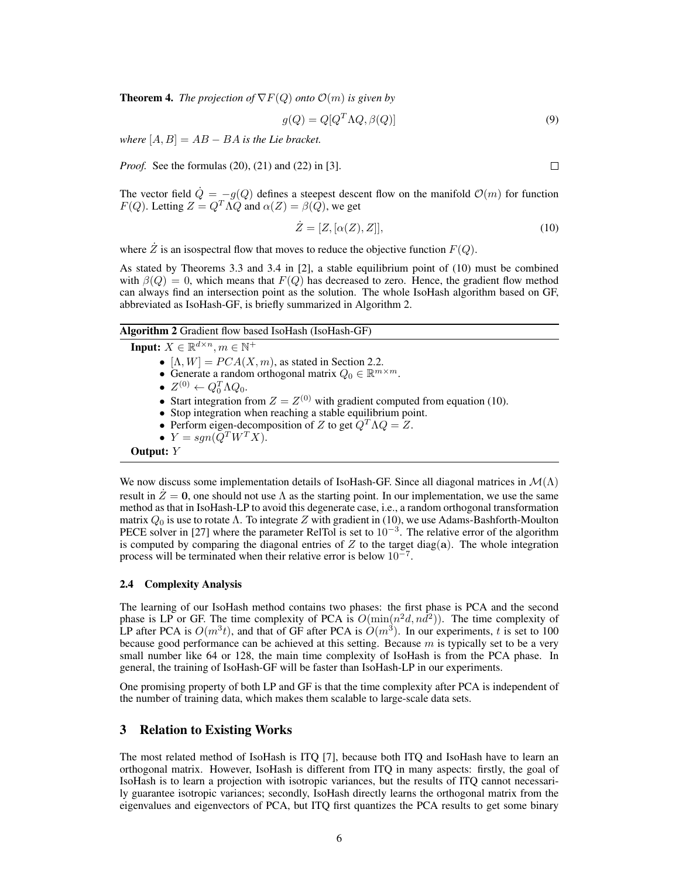**Theorem 4.** *The projection of $\nabla F(Q)$ onto $\mathcal{O}(m)$ is given by*

$$g(Q) = Q[Q^T \Lambda Q, \beta(Q)] \tag{9}$$

*where $[A, B] = AB - BA$ is the Lie bracket.*

*Proof.* See the formulas (20), (21) and (22) in [3]. $\square$

The vector field $\dot{Q} = -g(Q)$ defines a steepest descent flow on the manifold $\mathcal{O}(m)$ for function $F(Q)$. Letting $Z = Q^T \Lambda Q$ and $\alpha(Z) = \beta(Q)$, we get

$$\dot{Z} = [Z, [\alpha(Z), Z]], \tag{10}$$

where $\dot{Z}$ is an isospectral flow that moves to reduce the objective function $F(Q)$.

As stated by Theorems 3.3 and 3.4 in [2], a stable equilibrium point of (10) must be combined with $\beta(Q) = 0$, which means that $F(Q)$ has decreased to zero. Hence, the gradient flow method can always find an intersection point as the solution. The whole IsoHash algorithm based on GF, abbreviated as IsoHash-GF, is briefly summarized in Algorithm 2.

---

**Algorithm 2** Gradient flow based IsoHash (IsoHash-GF)

---

**Input:** $X \in \mathbb{R}^{d \times n}, m \in \mathbb{N}^+$

- $[\Lambda, W] = PCA(X, m)$, as stated in Section 2.2.
- Generate a random orthogonal matrix $Q_0 \in \mathbb{R}^{m \times m}$.
- $Z^{(0)} \leftarrow Q_0^T \Lambda Q_0$.
- Start integration from $Z = Z^{(0)}$ with gradient computed from equation (10).
- Stop integration when reaching a stable equilibrium point.
- Perform eigen-decomposition of $Z$ to get $Q^T \Lambda Q = Z$.
- $Y = sgn(Q^T W^T X)$.

**Output:** $Y$

---

We now discuss some implementation details of IsoHash-GF. Since all diagonal matrices in $\mathcal{M}(\Lambda)$ result in $\dot{Z} = \mathbf{0}$, one should not use $\Lambda$ as the starting point. In our implementation, we use the same method as that in IsoHash-LP to avoid this degenerate case, i.e., a random orthogonal transformation matrix $Q_0$ is use to rotate $\Lambda$. To integrate $Z$ with gradient in (10), we use Adams-Bashforth-Moulton PECE solver in [27] where the parameter RelTol is set to $10^{-3}$. The relative error of the algorithm is computed by comparing the diagonal entries of $Z$ to the target $\text{diag}(\mathbf{a})$. The whole integration process will be terminated when their relative error is below $10^{-7}$.

### 2.4 Complexity Analysis

The learning of our IsoHash method contains two phases: the first phase is PCA and the second phase is LP or GF. The time complexity of PCA is $O(\min(n^2 d, nd^2))$. The time complexity of LP after PCA is $O(m^3 t)$, and that of GF after PCA is $O(m^3)$. In our experiments, $t$ is set to 100 because good performance can be achieved at this setting. Because $m$ is typically set to be a very small number like 64 or 128, the main time complexity of IsoHash is from the PCA phase. In general, the training of IsoHash-GF will be faster than IsoHash-LP in our experiments.

One promising property of both LP and GF is that the time complexity after PCA is independent of the number of training data, which makes them scalable to large-scale data sets.

## 3 Relation to Existing Works

The most related method of IsoHash is ITQ [7], because both ITQ and IsoHash have to learn an orthogonal matrix. However, IsoHash is different from ITQ in many aspects: firstly, the goal of IsoHash is to learn a projection with isotropic variances, but the results of ITQ cannot necessarily guarantee isotropic variances; secondly, IsoHash directly learns the orthogonal matrix from the eigenvalues and eigenvectors of PCA, but ITQ first quantizes the PCA results to get some binary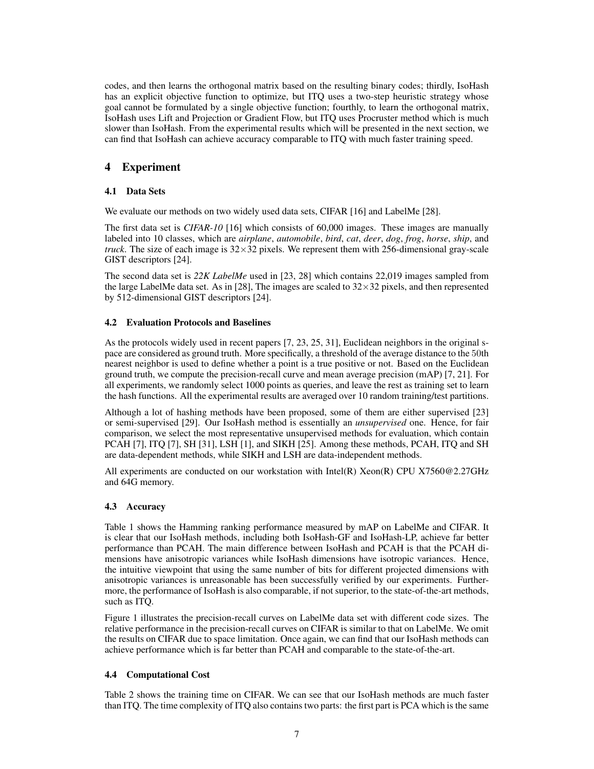codes, and then learns the orthogonal matrix based on the resulting binary codes; thirdly, IsoHash has an explicit objective function to optimize, but ITQ uses a two-step heuristic strategy whose goal cannot be formulated by a single objective function; fourthly, to learn the orthogonal matrix, IsoHash uses Lift and Projection or Gradient Flow, but ITQ uses Procruster method which is much slower than IsoHash. From the experimental results which will be presented in the next section, we can find that IsoHash can achieve accuracy comparable to ITQ with much faster training speed.

## 4 Experiment

### 4.1 Data Sets

We evaluate our methods on two widely used data sets, CIFAR [16] and LabelMe [28].

The first data set is *CIFAR-10* [16] which consists of 60,000 images. These images are manually labeled into 10 classes, which are *airplane*, *automobile*, *bird*, *cat*, *deer*, *dog*, *frog*, *horse*, *ship*, and *truck*. The size of each image is $32\times32$ pixels. We represent them with 256-dimensional gray-scale GIST descriptors [24].

The second data set is *22K LabelMe* used in [23, 28] which contains 22,019 images sampled from the large LabelMe data set. As in [28], The images are scaled to $32\times32$ pixels, and then represented by 512-dimensional GIST descriptors [24].

### 4.2 Evaluation Protocols and Baselines

As the protocols widely used in recent papers [7, 23, 25, 31], Euclidean neighbors in the original space are considered as ground truth. More specifically, a threshold of the average distance to the $50$th nearest neighbor is used to define whether a point is a true positive or not. Based on the Euclidean ground truth, we compute the precision-recall curve and mean average precision (mAP) [7, 21]. For all experiments, we randomly select 1000 points as queries, and leave the rest as training set to learn the hash functions. All the experimental results are averaged over 10 random training/test partitions.

Although a lot of hashing methods have been proposed, some of them are either supervised [23] or semi-supervised [29]. Our IsoHash method is essentially an *unsupervised* one. Hence, for fair comparison, we select the most representative unsupervised methods for evaluation, which contain PCAH [7], ITQ [7], SH [31], LSH [1], and SIKH [25]. Among these methods, PCAH, ITQ and SH are data-dependent methods, while SIKH and LSH are data-independent methods.

All experiments are conducted on our workstation with Intel(R) Xeon(R) CPU X7560@2.27GHz and 64G memory.

### 4.3 Accuracy

Table 1 shows the Hamming ranking performance measured by mAP on LabelMe and CIFAR. It is clear that our IsoHash methods, including both IsoHash-GF and IsoHash-LP, achieve far better performance than PCAH. The main difference between IsoHash and PCAH is that the PCAH dimensions have anisotropic variances while IsoHash dimensions have isotropic variances. Hence, the intuitive viewpoint that using the same number of bits for different projected dimensions with anisotropic variances is unreasonable has been successfully verified by our experiments. Furthermore, the performance of IsoHash is also comparable, if not superior, to the state-of-the-art methods, such as ITQ.

Figure 1 illustrates the precision-recall curves on LabelMe data set with different code sizes. The relative performance in the precision-recall curves on CIFAR is similar to that on LabelMe. We omit the results on CIFAR due to space limitation. Once again, we can find that our IsoHash methods can achieve performance which is far better than PCAH and comparable to the state-of-the-art.

### 4.4 Computational Cost

Table 2 shows the training time on CIFAR. We can see that our IsoHash methods are much faster than ITQ. The time complexity of ITQ also contains two parts: the first part is PCA which is the same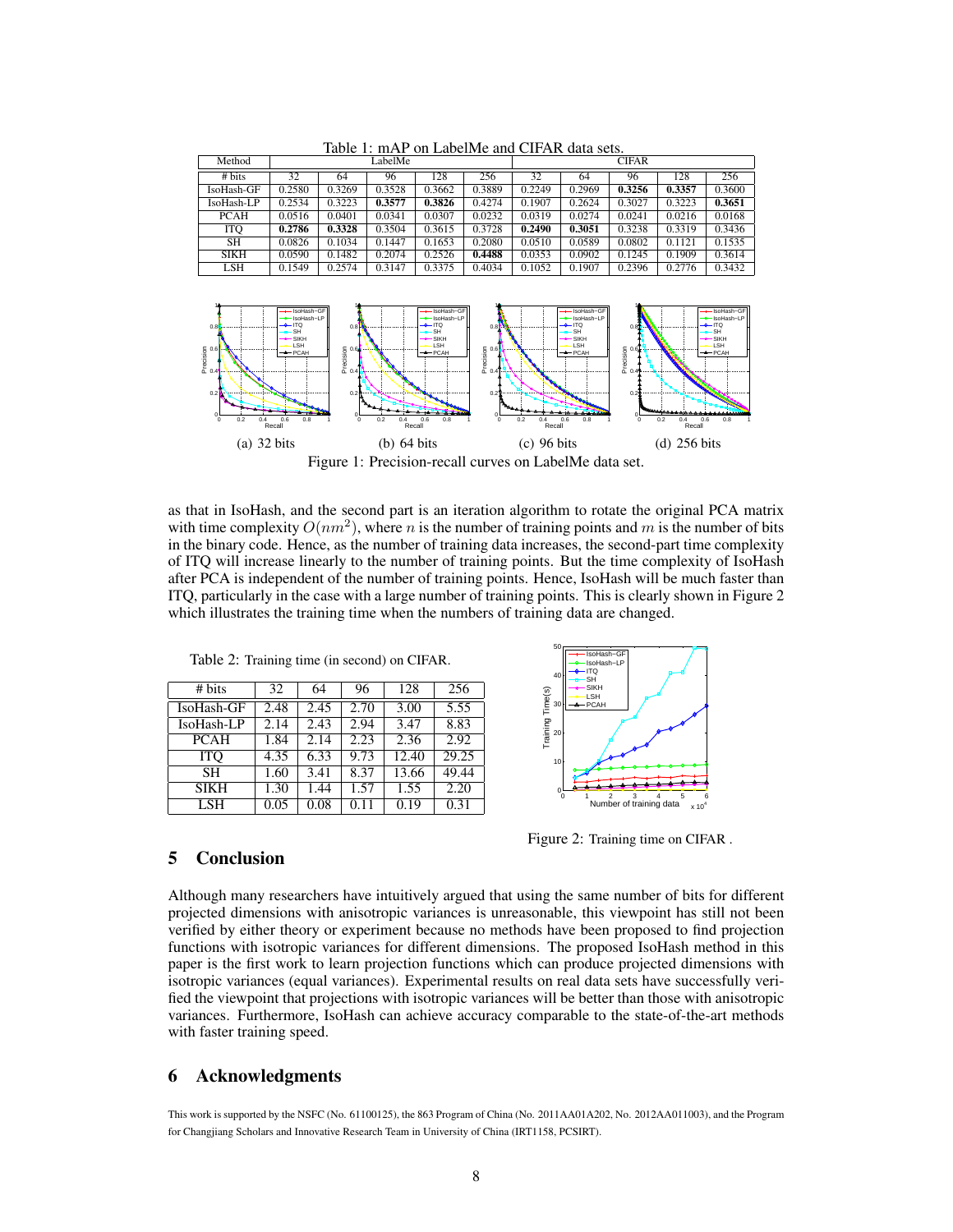Table 1: mAP on LabelMe and CIFAR data sets.

| Method | LabelMe | | | | | CIFAR | | | | |
|---|---|---|---|---|---|---|---|---|---|---|
| # bits | 32 | 64 | 96 | 128 | 256 | 32 | 64 | 96 | 128 | 256 |
| IsoHash-GF | 0.2580 | 0.3269 | 0.3528 | 0.3662 | 0.3889 | 0.2249 | 0.2969 | **0.3256** | **0.3357** | 0.3600 |
| IsoHash-LP | 0.2534 | 0.3223 | **0.3577** | **0.3826** | 0.4274 | 0.1907 | 0.2624 | 0.3027 | 0.3223 | **0.3651** |
| PCAH | 0.0516 | 0.0401 | 0.0341 | 0.0307 | 0.0232 | 0.0319 | 0.0274 | 0.0241 | 0.0216 | 0.0168 |
| ITQ | **0.2786** | **0.3328** | 0.3504 | 0.3615 | 0.3728 | **0.2490** | **0.3051** | 0.3238 | 0.3319 | 0.3436 |
| SH | 0.0826 | 0.1034 | 0.1447 | 0.1653 | 0.2080 | 0.0510 | 0.0589 | 0.0802 | 0.1121 | 0.1535 |
| SIKH | 0.0590 | 0.1482 | 0.2074 | 0.2526 | **0.4488** | 0.0353 | 0.0902 | 0.1245 | 0.1909 | 0.3614 |
| LSH | 0.1549 | 0.2574 | 0.3147 | 0.3375 | 0.4034 | 0.1052 | 0.1907 | 0.2396 | 0.2776 | 0.3432 |

(a) 32 bits (b) 64 bits (c) 96 bits (d) 256 bits

Figure 1: Precision-recall curves on LabelMe data set.

as that in IsoHash, and the second part is an iteration algorithm to rotate the original PCA matrix with time complexity $O(nm^2)$, where $n$ is the number of training points and $m$ is the number of bits in the binary code. Hence, as the number of training data increases, the second-part time complexity of ITQ will increase linearly to the number of training points. But the time complexity of IsoHash after PCA is independent of the number of training points. Hence, IsoHash will be much faster than ITQ, particularly in the case with a large number of training points. This is clearly shown in Figure 2 which illustrates the training time when the numbers of training data are changed.

Table 2: Training time (in second) on CIFAR.

| # bits | 32 | 64 | 96 | 128 | 256 |
|---|---|---|---|---|---|
| IsoHash-GF | 2.48 | 2.45 | 2.70 | 3.00 | 5.55 |
| IsoHash-LP | 2.14 | 2.43 | 2.94 | 3.47 | 8.83 |
| PCAH | 1.84 | 2.14 | 2.23 | 2.36 | 2.92 |
| ITQ | 4.35 | 6.33 | 9.73 | 12.40 | 29.25 |
| SH | 1.60 | 3.41 | 8.37 | 13.66 | 49.44 |
| SIKH | 1.30 | 1.44 | 1.57 | 1.55 | 2.20 |
| LSH | 0.05 | 0.08 | 0.11 | 0.19 | 0.31 |

Figure 2: Training time on CIFAR .

## 5 Conclusion

Although many researchers have intuitively argued that using the same number of bits for different projected dimensions with anisotropic variances is unreasonable, this viewpoint has still not been verified by either theory or experiment because no methods have been proposed to find projection functions with isotropic variances for different dimensions. The proposed IsoHash method in this paper is the first work to learn projection functions which can produce projected dimensions with isotropic variances (equal variances). Experimental results on real data sets have successfully verified the viewpoint that projections with isotropic variances will be better than those with anisotropic variances. Furthermore, IsoHash can achieve accuracy comparable to the state-of-the-art methods with faster training speed.

## 6 Acknowledgments

This work is supported by the NSFC (No. 61100125), the 863 Program of China (No. 2011AA01A202, No. 2012AA011003), and the Program for Changjiang Scholars and Innovative Research Team in University of China (IRT1158, PCSIRT).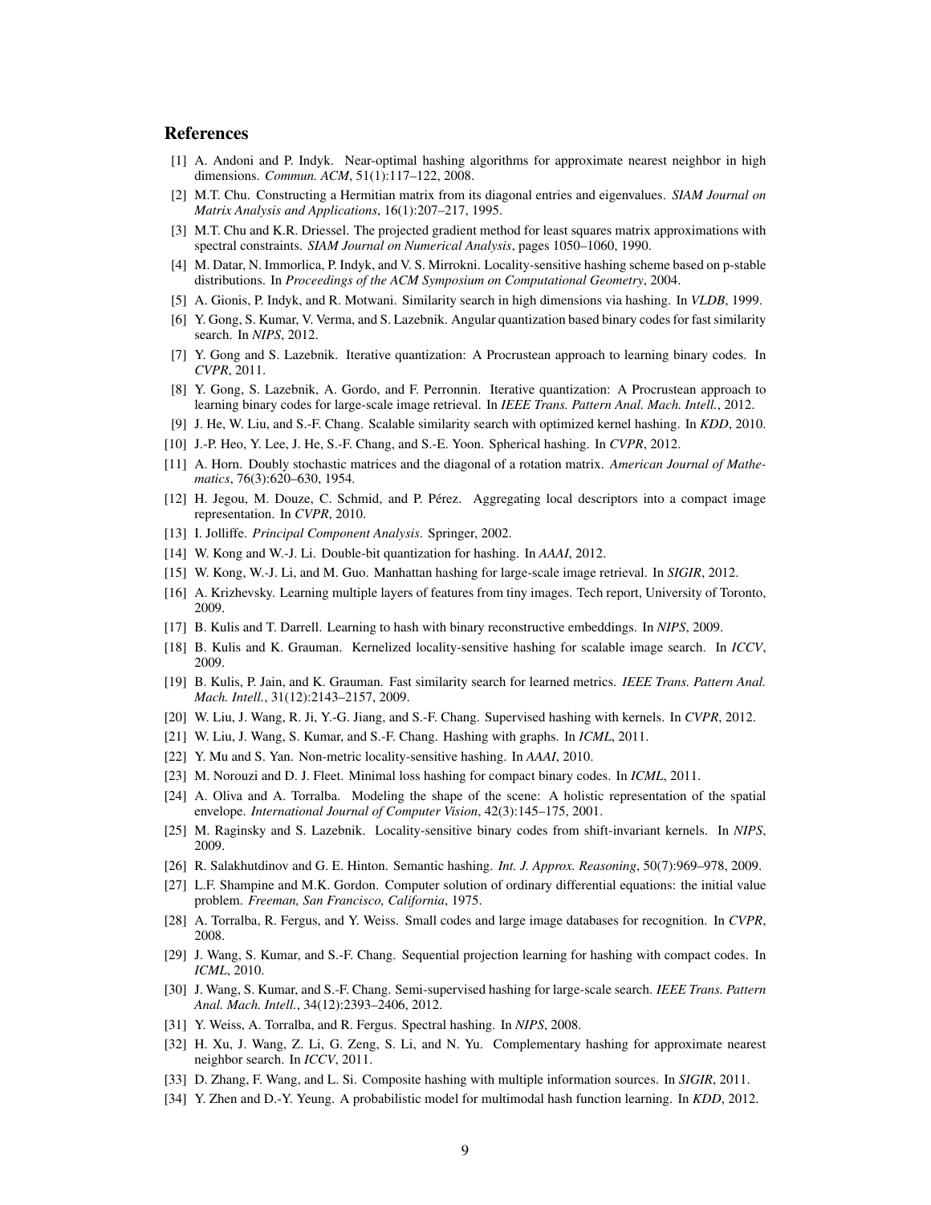## References

[1] A. Andoni and P. Indyk. Near-optimal hashing algorithms for approximate nearest neighbor in high dimensions. *Commun. ACM*, 51(1):117–122, 2008.

[2] M.T. Chu. Constructing a Hermitian matrix from its diagonal entries and eigenvalues. *SIAM Journal on Matrix Analysis and Applications*, 16(1):207–217, 1995.

[3] M.T. Chu and K.R. Driessel. The projected gradient method for least squares matrix approximations with spectral constraints. *SIAM Journal on Numerical Analysis*, pages 1050–1060, 1990.

[4] M. Datar, N. Immorlica, P. Indyk, and V. S. Mirrokni. Locality-sensitive hashing scheme based on p-stable distributions. In *Proceedings of the ACM Symposium on Computational Geometry*, 2004.

[5] A. Gionis, P. Indyk, and R. Motwani. Similarity search in high dimensions via hashing. In *VLDB*, 1999.

[6] Y. Gong, S. Kumar, V. Verma, and S. Lazebnik. Angular quantization based binary codes for fast similarity search. In *NIPS*, 2012.

[7] Y. Gong and S. Lazebnik. Iterative quantization: A Procrustean approach to learning binary codes. In *CVPR*, 2011.

[8] Y. Gong, S. Lazebnik, A. Gordo, and F. Perronnin. Iterative quantization: A Procrustean approach to learning binary codes for large-scale image retrieval. In *IEEE Trans. Pattern Anal. Mach. Intell.*, 2012.

[9] J. He, W. Liu, and S.-F. Chang. Scalable similarity search with optimized kernel hashing. In *KDD*, 2010.

[10] J.-P. Heo, Y. Lee, J. He, S.-F. Chang, and S.-E. Yoon. Spherical hashing. In *CVPR*, 2012.

[11] A. Horn. Doubly stochastic matrices and the diagonal of a rotation matrix. *American Journal of Mathematics*, 76(3):620–630, 1954.

[12] H. Jegou, M. Douze, C. Schmid, and P. Pérez. Aggregating local descriptors into a compact image representation. In *CVPR*, 2010.

[13] I. Jolliffe. *Principal Component Analysis*. Springer, 2002.

[14] W. Kong and W.-J. Li. Double-bit quantization for hashing. In *AAAI*, 2012.

[15] W. Kong, W.-J. Li, and M. Guo. Manhattan hashing for large-scale image retrieval. In *SIGIR*, 2012.

[16] A. Krizhevsky. Learning multiple layers of features from tiny images. Tech report, University of Toronto, 2009.

[17] B. Kulis and T. Darrell. Learning to hash with binary reconstructive embeddings. In *NIPS*, 2009.

[18] B. Kulis and K. Grauman. Kernelized locality-sensitive hashing for scalable image search. In *ICCV*, 2009.

[19] B. Kulis, P. Jain, and K. Grauman. Fast similarity search for learned metrics. *IEEE Trans. Pattern Anal. Mach. Intell.*, 31(12):2143–2157, 2009.

[20] W. Liu, J. Wang, R. Ji, Y.-G. Jiang, and S.-F. Chang. Supervised hashing with kernels. In *CVPR*, 2012.

[21] W. Liu, J. Wang, S. Kumar, and S.-F. Chang. Hashing with graphs. In *ICML*, 2011.

[22] Y. Mu and S. Yan. Non-metric locality-sensitive hashing. In *AAAI*, 2010.

[23] M. Norouzi and D. J. Fleet. Minimal loss hashing for compact binary codes. In *ICML*, 2011.

[24] A. Oliva and A. Torralba. Modeling the shape of the scene: A holistic representation of the spatial envelope. *International Journal of Computer Vision*, 42(3):145–175, 2001.

[25] M. Raginsky and S. Lazebnik. Locality-sensitive binary codes from shift-invariant kernels. In *NIPS*, 2009.

[26] R. Salakhutdinov and G. E. Hinton. Semantic hashing. *Int. J. Approx. Reasoning*, 50(7):969–978, 2009.

[27] L.F. Shampine and M.K. Gordon. Computer solution of ordinary differential equations: the initial value problem. *Freeman, San Francisco, California*, 1975.

[28] A. Torralba, R. Fergus, and Y. Weiss. Small codes and large image databases for recognition. In *CVPR*, 2008.

[29] J. Wang, S. Kumar, and S.-F. Chang. Sequential projection learning for hashing with compact codes. In *ICML*, 2010.

[30] J. Wang, S. Kumar, and S.-F. Chang. Semi-supervised hashing for large-scale search. *IEEE Trans. Pattern Anal. Mach. Intell.*, 34(12):2393–2406, 2012.

[31] Y. Weiss, A. Torralba, and R. Fergus. Spectral hashing. In *NIPS*, 2008.

[32] H. Xu, J. Wang, Z. Li, G. Zeng, S. Li, and N. Yu. Complementary hashing for approximate nearest neighbor search. In *ICCV*, 2011.

[33] D. Zhang, F. Wang, and L. Si. Composite hashing with multiple information sources. In *SIGIR*, 2011.

[34] Y. Zhen and D.-Y. Yeung. A probabilistic model for multimodal hash function learning. In *KDD*, 2012.